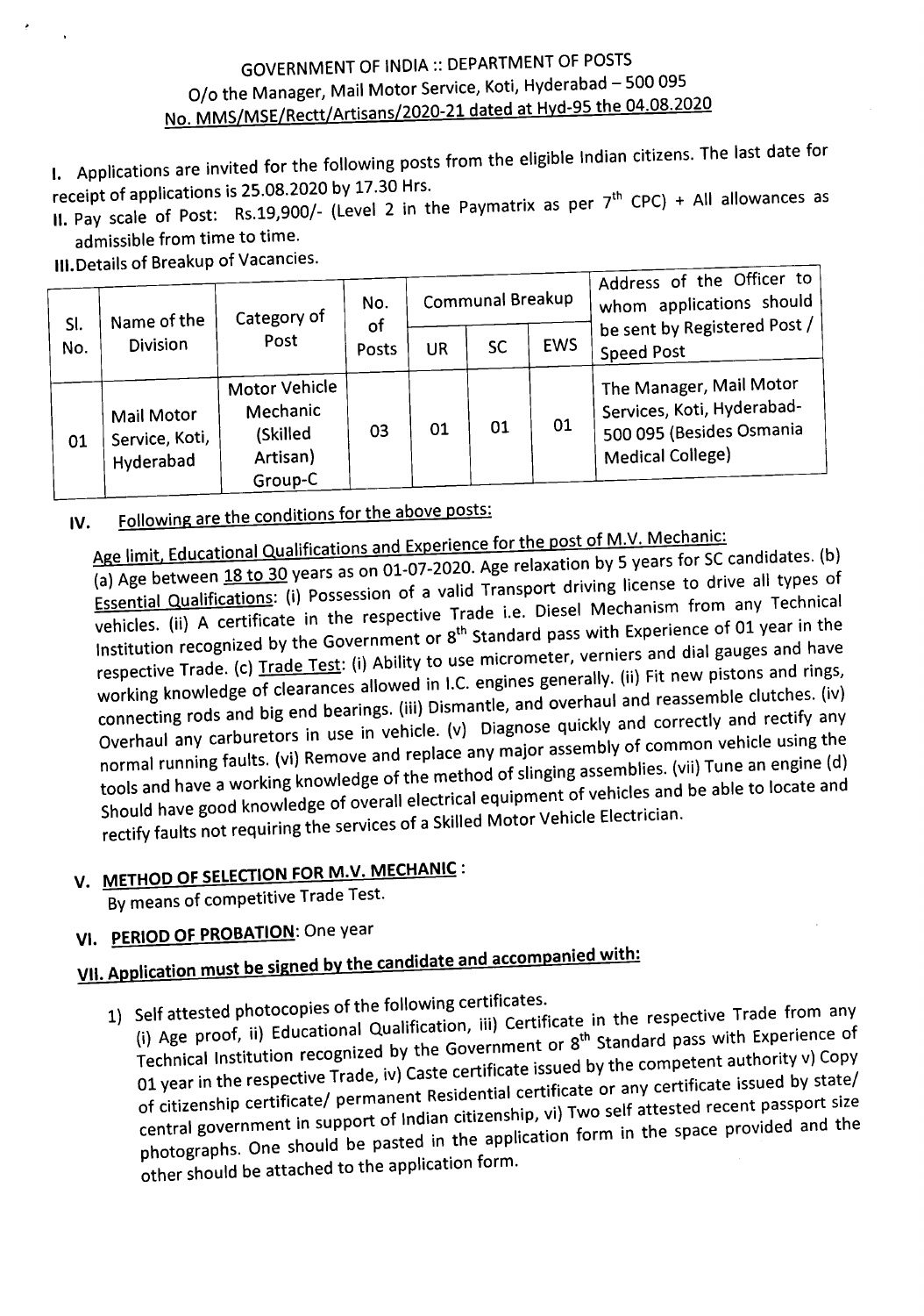# GOVERNMENT OF INDIA :: DEPARTMENT OF POSTS
## O/o the Manager, Mail Motor Service, Koti, Hyderabad – 500 095
### No. MMS/MSE/Rectt/Artisans/2020-21 dated at Hyd-95 the 04.08.2020

I. Applications are invited for the following posts from the eligible Indian citizens. The last date for receipt of applications is 25.08.2020 by 17.30 Hrs.

II. Pay scale of Post: Rs.19,900/- (Level 2 in the Paymatrix as per 7th CPC) + All allowances as admissible from time to time.

III. Details of Breakup of Vacancies.

| Sl. No. | Name of the Division | Category of Post | No. of Posts | Communal Breakup | | | Address of the Officer to whom applications should be sent by Registered Post / Speed Post |
|---|---|---|---|---|---|---|---|
| | | | | UR | SC | EWS | |
| 01 | Mail Motor Service, Koti, Hyderabad | Motor Vehicle Mechanic (Skilled Artisan) Group-C | 03 | 01 | 01 | 01 | The Manager, Mail Motor Services, Koti, Hyderabad-500 095 (Besides Osmania Medical College) |

IV. Following are the conditions for the above posts:

Age limit, Educational Qualifications and Experience for the post of M.V. Mechanic:
(a) Age between 18 to 30 years as on 01-07-2020. Age relaxation by 5 years for SC candidates. (b) Essential Qualifications: (i) Possession of a valid Transport driving license to drive all types of vehicles. (ii) A certificate in the respective Trade i.e. Diesel Mechanism from any Technical Institution recognized by the Government or 8th Standard pass with Experience of 01 year in the respective Trade. (c) Trade Test: (i) Ability to use micrometer, verniers and dial gauges and have working knowledge of clearances allowed in I.C. engines generally. (ii) Fit new pistons and rings, connecting rods and big end bearings. (iii) Dismantle, and overhaul and reassemble clutches. (iv) Overhaul any carburetors in use in vehicle. (v) Diagnose quickly and correctly and rectify any normal running faults. (vi) Remove and replace any major assembly of common vehicle using the tools and have a working knowledge of the method of slinging assemblies. (vii) Tune an engine (d) Should have good knowledge of overall electrical equipment of vehicles and be able to locate and rectify faults not requiring the services of a Skilled Motor Vehicle Electrician.

V. **METHOD OF SELECTION FOR M.V. MECHANIC** :
By means of competitive Trade Test.

VI. **PERIOD OF PROBATION**: One year

VII. **Application must be signed by the candidate and accompanied with:**

1) Self attested photocopies of the following certificates.
(i) Age proof, ii) Educational Qualification, iii) Certificate in the respective Trade from any Technical Institution recognized by the Government or 8th Standard pass with Experience of 01 year in the respective Trade, iv) Caste certificate issued by the competent authority v) Copy of citizenship certificate/ permanent Residential certificate or any certificate issued by state/ central government in support of Indian citizenship, vi) Two self attested recent passport size photographs. One should be pasted in the application form in the space provided and the other should be attached to the application form.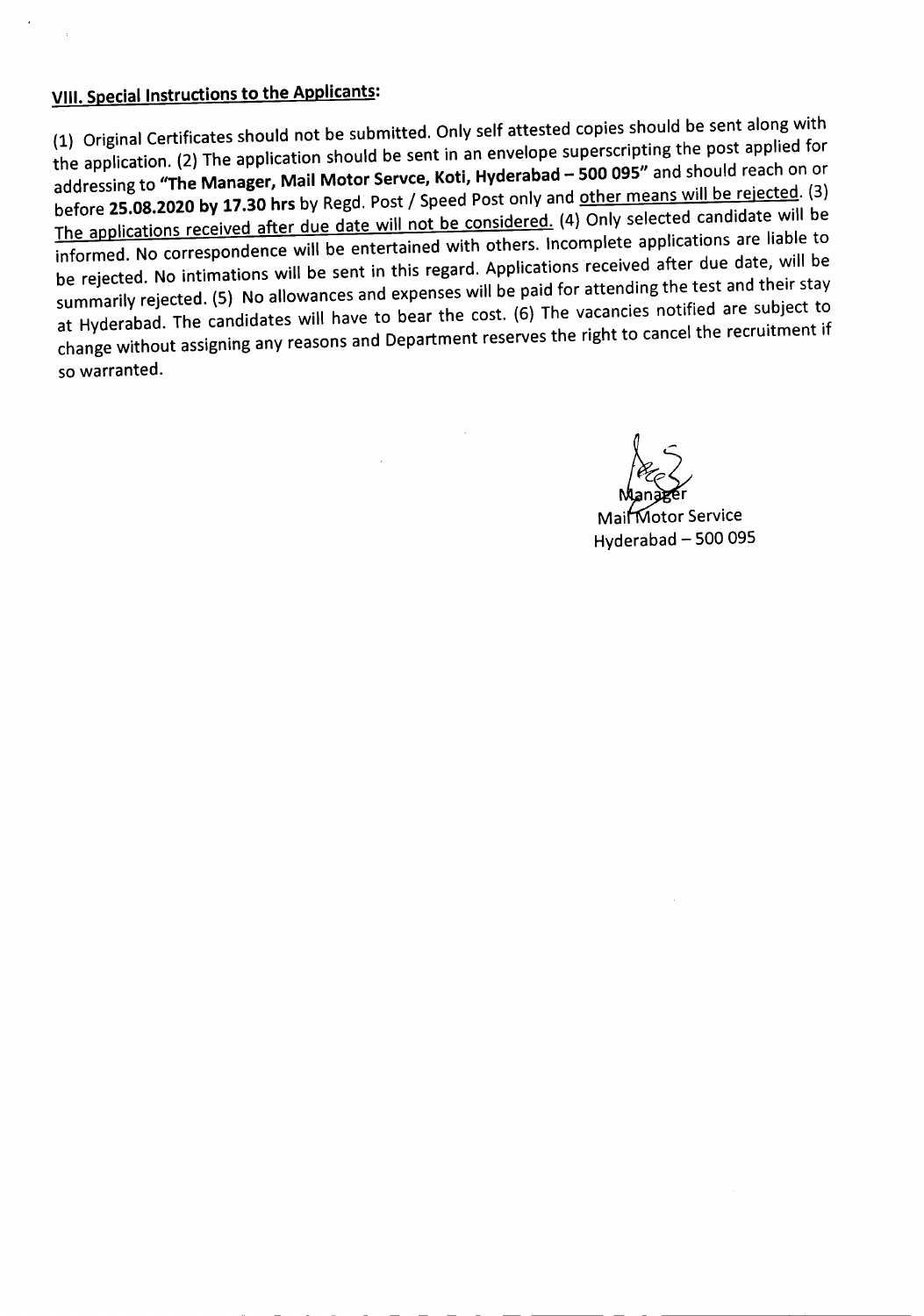## VIII. Special Instructions to the Applicants:

(1) Original Certificates should not be submitted. Only self attested copies should be sent along with the application. (2) The application should be sent in an envelope superscripting the post applied for addressing to **"The Manager, Mail Motor Servce, Koti, Hyderabad – 500 095"** and should reach on or before **25.08.2020 by 17.30 hrs** by Regd. Post / Speed Post only and other means will be rejected. (3) The applications received after due date will not be considered. (4) Only selected candidate will be informed. No correspondence will be entertained with others. Incomplete applications are liable to be rejected. No intimations will be sent in this regard. Applications received after due date, will be summarily rejected. (5) No allowances and expenses will be paid for attending the test and their stay at Hyderabad. The candidates will have to bear the cost. (6) The vacancies notified are subject to change without assigning any reasons and Department reserves the right to cancel the recruitment if so warranted.

Manager
Mail Motor Service
Hyderabad – 500 095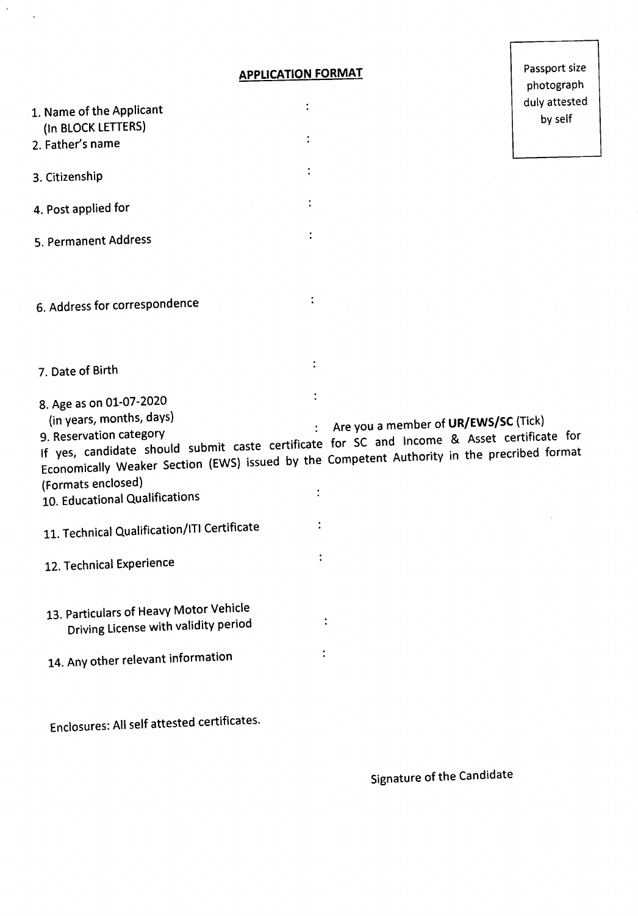## APPLICATION FORMAT

Passport size photograph duly attested by self

1. Name of the Applicant (In BLOCK LETTERS) :
2. Father's name :
3. Citizenship :
4. Post applied for :
5. Permanent Address :
6. Address for correspondence :
7. Date of Birth :
8. Age as on 01-07-2020 (in years, months, days) :
9. Reservation category : Are you a member of **UR/EWS/SC** (Tick)

If yes, candidate should submit caste certificate for SC and Income & Asset certificate for Economically Weaker Section (EWS) issued by the Competent Authority in the precribed format (Formats enclosed)

10. Educational Qualifications :
11. Technical Qualification/ITI Certificate :
12. Technical Experience :
13. Particulars of Heavy Motor Vehicle Driving License with validity period :
14. Any other relevant information :

Enclosures: All self attested certificates.

Signature of the Candidate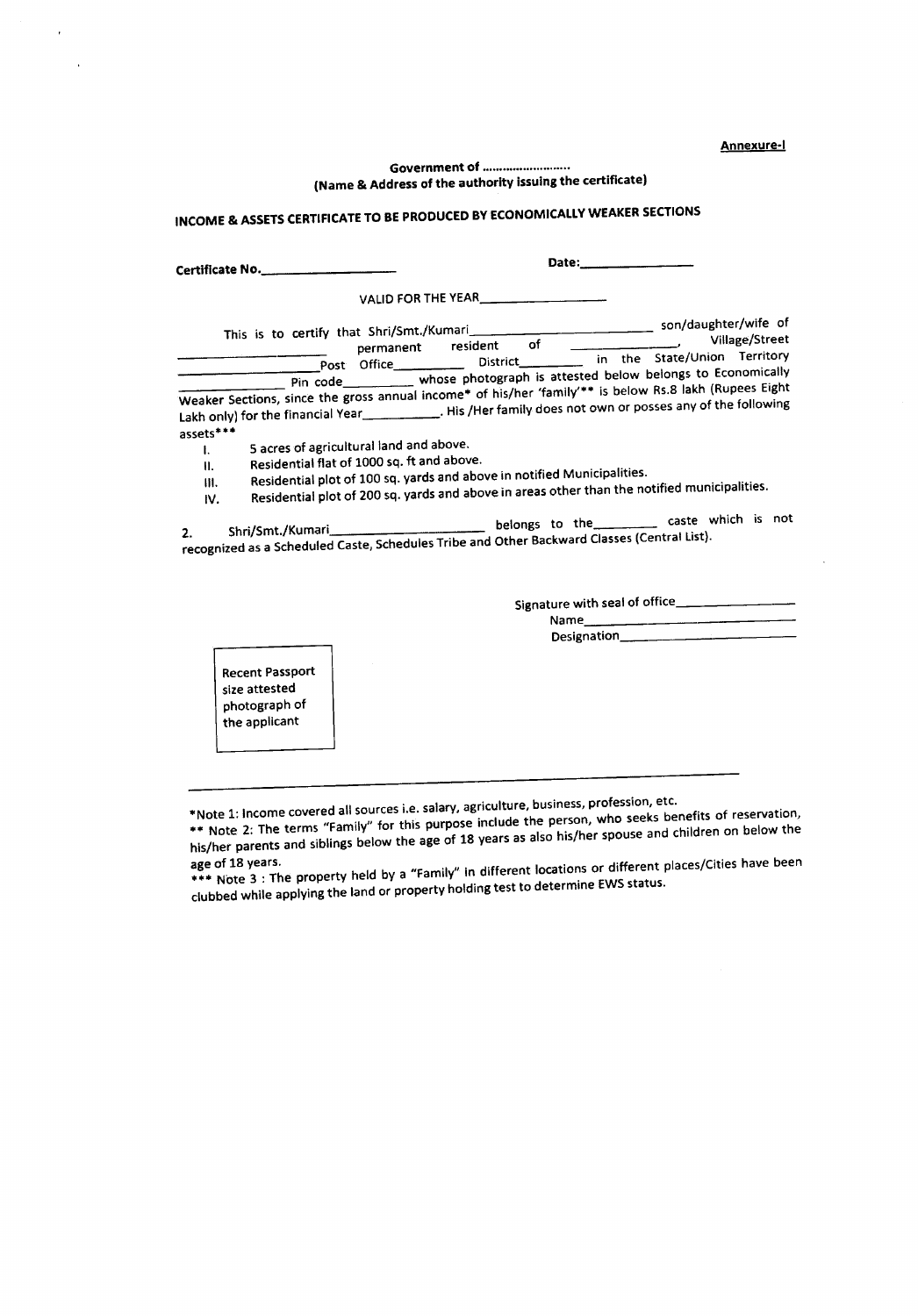**Annexure-I**

**Government of ........................**
**(Name & Address of the authority issuing the certificate)**

## INCOME & ASSETS CERTIFICATE TO BE PRODUCED BY ECONOMICALLY WEAKER SECTIONS

**Certificate No.\_\_\_\_\_\_\_\_\_\_\_\_\_\_\_\_\_\_\_\_** **Date:\_\_\_\_\_\_\_\_\_\_\_\_\_\_\_\_**

VALID FOR THE YEAR\_\_\_\_\_\_\_\_\_\_\_\_\_\_\_\_\_\_

This is to certify that Shri/Smt./Kumari\_\_\_\_\_\_\_\_\_\_\_\_\_\_\_\_\_\_\_\_\_\_\_\_\_\_\_ son/daughter/wife of \_\_\_\_\_\_\_\_\_\_\_\_\_\_\_\_\_\_\_\_ permanent resident of \_\_\_\_\_\_\_\_\_\_\_\_\_\_\_\_, Village/Street \_\_\_\_\_\_\_\_\_\_\_\_\_\_\_\_\_\_\_\_Post Office\_\_\_\_\_\_\_\_\_\_ District\_\_\_\_\_\_\_\_\_ in the State/Union Territory \_\_\_\_\_\_\_\_\_\_\_\_\_\_\_ Pin code\_\_\_\_\_\_\_\_\_\_ whose photograph is attested below belongs to Economically Weaker Sections, since the gross annual income* of his/her 'family'** is below Rs.8 lakh (Rupees Eight Lakh only) for the financial Year\_\_\_\_\_\_\_\_\_\_\_. His /Her family does not own or posses any of the following assets***

I. 5 acres of agricultural land and above.
II. Residential flat of 1000 sq. ft and above.
III. Residential plot of 100 sq. yards and above in notified Municipalities.
IV. Residential plot of 200 sq. yards and above in areas other than the notified municipalities.

2. Shri/Smt./Kumari\_\_\_\_\_\_\_\_\_\_\_\_\_\_\_\_\_\_\_\_\_\_ belongs to the\_\_\_\_\_\_\_\_\_ caste which is not recognized as a Scheduled Caste, Schedules Tribe and Other Backward Classes (Central List).

Signature with seal of office\_\_\_\_\_\_\_\_\_\_\_\_\_\_\_\_
Name\_\_\_\_\_\_\_\_\_\_\_\_\_\_\_\_\_\_\_\_\_\_\_\_\_\_\_\_
Designation\_\_\_\_\_\_\_\_\_\_\_\_\_\_\_\_\_\_\_\_\_\_\_

| Recent Passport size attested photograph of the applicant |
|---|

---

*Note 1: Income covered all sources i.e. salary, agriculture, business, profession, etc.

** Note 2: The terms "Family" for this purpose include the person, who seeks benefits of reservation, his/her parents and siblings below the age of 18 years as also his/her spouse and children on below the age of 18 years.

*** Note 3 : The property held by a "Family" in different locations or different places/Cities have been clubbed while applying the land or property holding test to determine EWS status.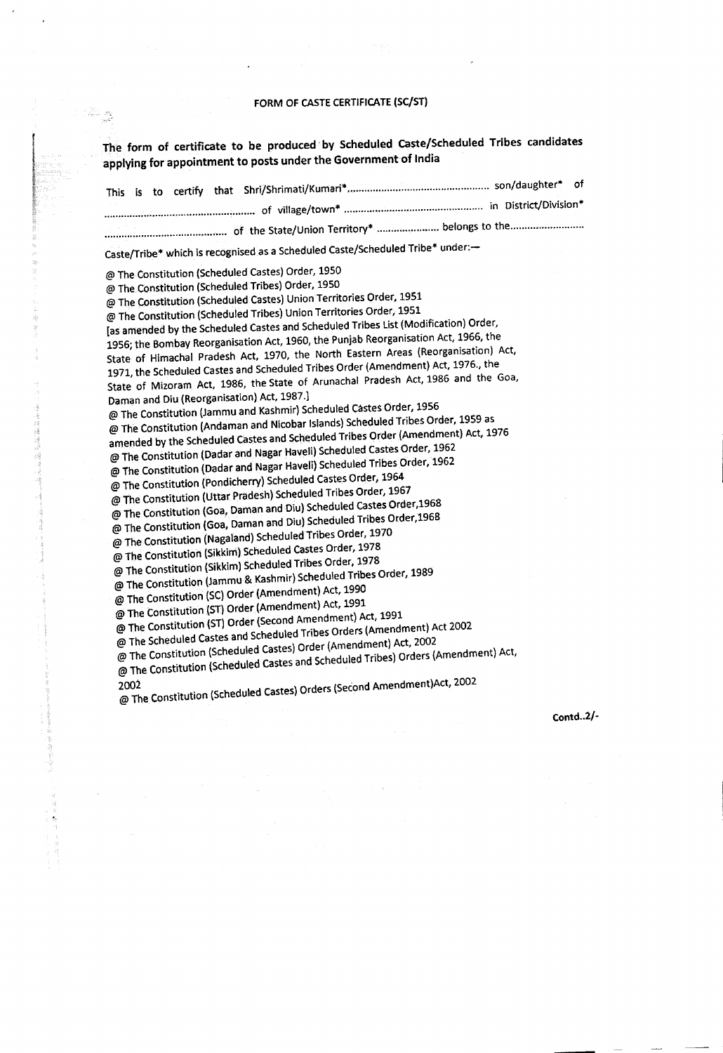## FORM OF CASTE CERTIFICATE (SC/ST)

**The form of certificate to be produced by Scheduled Caste/Scheduled Tribes candidates applying for appointment to posts under the Government of India**

This is to certify that Shri/Shrimati/Kumari*............................................... son/daughter* of ................................................... of village/town* ............................................... in District/Division* ......................................... of the State/Union Territory* ...................... belongs to the......................... Caste/Tribe* which is recognised as a Scheduled Caste/Scheduled Tribe* under:—

@ The Constitution (Scheduled Castes) Order, 1950
@ The Constitution (Scheduled Tribes) Order, 1950
@ The Constitution (Scheduled Castes) Union Territories Order, 1951
@ The Constitution (Scheduled Tribes) Union Territories Order, 1951
[as amended by the Scheduled Castes and Scheduled Tribes List (Modification) Order, 1956; the Bombay Reorganisation Act, 1960, the Punjab Reorganisation Act, 1966, the State of Himachal Pradesh Act, 1970, the North Eastern Areas (Reorganisation) Act, 1971, the Scheduled Castes and Scheduled Tribes Order (Amendment) Act, 1976., the State of Mizoram Act, 1986, the State of Arunachal Pradesh Act, 1986 and the Goa, Daman and Diu (Reorganisation) Act, 1987.]
@ The Constitution (Jammu and Kashmir) Scheduled Castes Order, 1956
@ The Constitution (Andaman and Nicobar Islands) Scheduled Tribes Order, 1959 as amended by the Scheduled Castes and Scheduled Tribes Order (Amendment) Act, 1976
@ The Constitution (Dadar and Nagar Haveli) Scheduled Castes Order, 1962
@ The Constitution (Dadar and Nagar Haveli) Scheduled Tribes Order, 1962
@ The Constitution (Pondicherry) Scheduled Castes Order, 1964
@ The Constitution (Uttar Pradesh) Scheduled Tribes Order, 1967
@ The Constitution (Goa, Daman and Diu) Scheduled Castes Order,1968
@ The Constitution (Goa, Daman and Diu) Scheduled Tribes Order,1968
@ The Constitution (Nagaland) Scheduled Tribes Order, 1970
@ The Constitution (Sikkim) Scheduled Castes Order, 1978
@ The Constitution (Sikkim) Scheduled Tribes Order, 1978
@ The Constitution (Jammu & Kashmir) Scheduled Tribes Order, 1989
@ The Constitution (SC) Order (Amendment) Act, 1990
@ The Constitution (ST) Order (Amendment) Act, 1991
@ The Constitution (ST) Order (Second Amendment) Act, 1991
@ The Scheduled Castes and Scheduled Tribes Orders (Amendment) Act 2002
@ The Constitution (Scheduled Castes) Order (Amendment) Act, 2002
@ The Constitution (Scheduled Castes and Scheduled Tribes) Orders (Amendment) Act, 2002
@ The Constitution (Scheduled Castes) Orders (Second Amendment)Act, 2002

**Contd..2/-**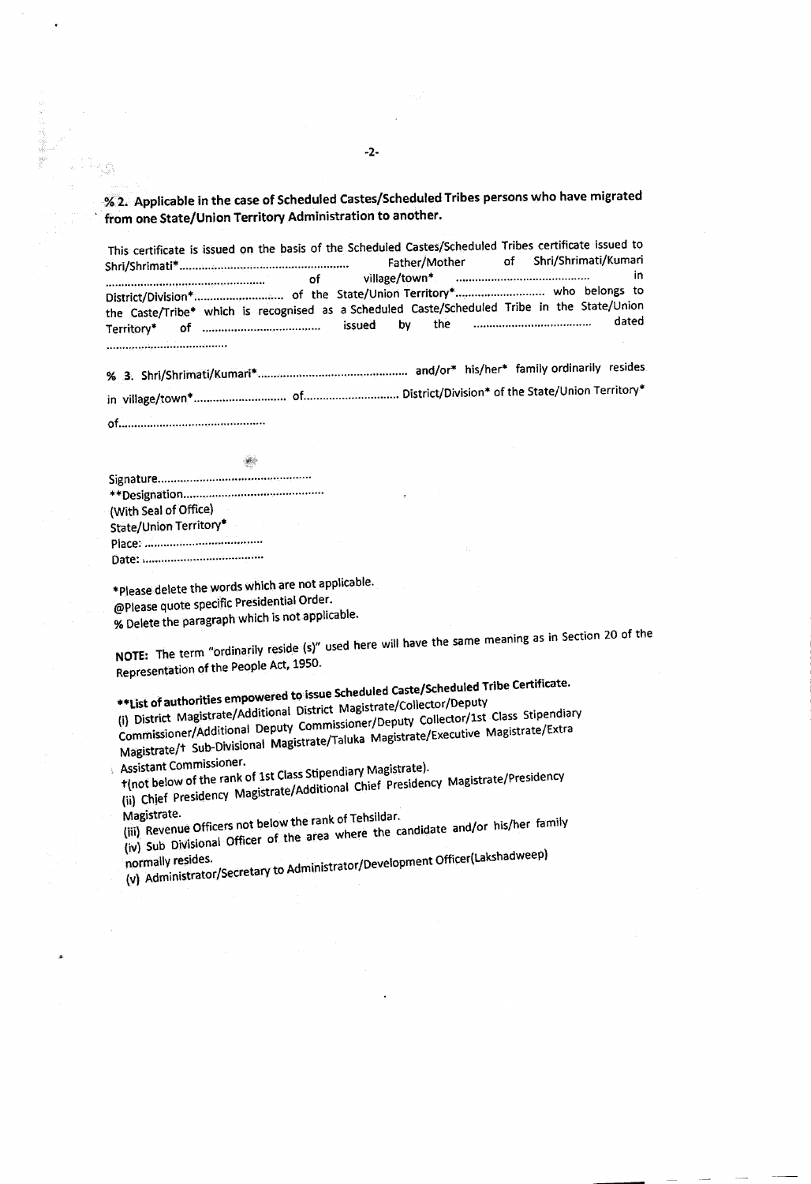**% 2. Applicable in the case of Scheduled Castes/Scheduled Tribes persons who have migrated from one State/Union Territory Administration to another.**

This certificate is issued on the basis of the Scheduled Castes/Scheduled Tribes certificate issued to Shri/Shrimati*.................................................... Father/Mother of Shri/Shrimati/Kumari ................................................. of village/town* ......................................... in District/Division*............................ of the State/Union Territory*............................ who belongs to the Caste/Tribe* which is recognised as a Scheduled Caste/Scheduled Tribe in the State/Union Territory* of .................................... issued by the .................................... dated ....................................

% 3. Shri/Shrimati/Kumari*.............................................. and/or* his/her* family ordinarily resides in village/town*............................ of............................ District/Division* of the State/Union Territory* of.............................................

Signature...............................................
**Designation...........................................
(With Seal of Office)
State/Union Territory*
Place: ....................................
Date: ....................................

*Please delete the words which are not applicable.
@Please quote specific Presidential Order.
% Delete the paragraph which is not applicable.

**NOTE:** The term "ordinarily reside (s)" used here will have the same meaning as in Section 20 of the Representation of the People Act, 1950.

****List of authorities empowered to issue Scheduled Caste/Scheduled Tribe Certificate.**

(i) District Magistrate/Additional District Magistrate/Collector/Deputy Commissioner/Additional Deputy Commissioner/Deputy Collector/1st Class Stipendiary Magistrate/† Sub-Divisional Magistrate/Taluka Magistrate/Executive Magistrate/Extra Assistant Commissioner.
†(not below of the rank of 1st Class Stipendiary Magistrate).
(ii) Chief Presidency Magistrate/Additional Chief Presidency Magistrate/Presidency Magistrate.
(iii) Revenue Officers not below the rank of Tehsildar.
(iv) Sub Divisional Officer of the area where the candidate and/or his/her family normally resides.
(v) Administrator/Secretary to Administrator/Development Officer(Lakshadweep)